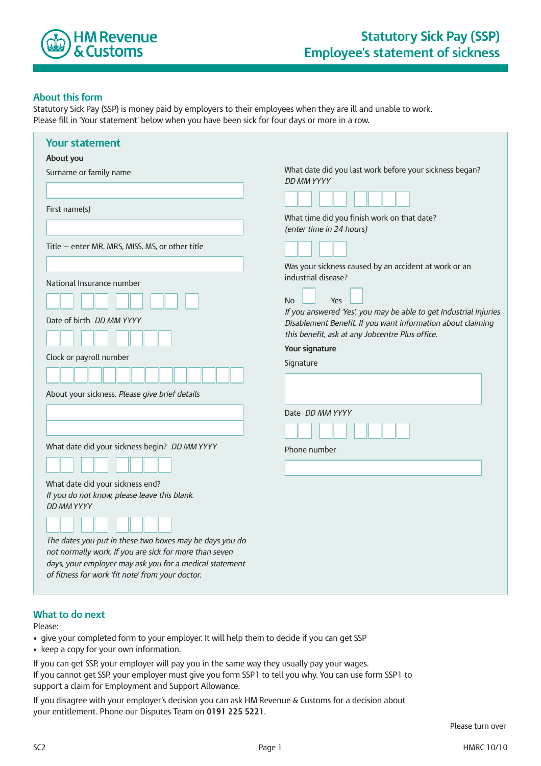HM Revenue & Customs

# Statutory Sick Pay (SSP) Employee's statement of sickness

## About this form

Statutory Sick Pay (SSP) is money paid by employers to their employees when they are ill and unable to work. Please fill in 'Your statement' below when you have been sick for four days or more in a row.

## Your statement

**About you**

Surname or family name

First name(s)

Title – enter MR, MRS, MISS, MS, or other title

National Insurance number

Date of birth *DD MM YYYY*

Clock or payroll number

About your sickness. *Please give brief details*

What date did your sickness begin? *DD MM YYYY*

What date did your sickness end?
*If you do not know, please leave this blank.*
*DD MM YYYY*

*The dates you put in these two boxes may be days you do not normally work. If you are sick for more than seven days, your employer may ask you for a medical statement of fitness for work 'fit note' from your doctor.*

What date did you last work before your sickness began? *DD MM YYYY*

What time did you finish work on that date?
*(enter time in 24 hours)*

Was your sickness caused by an accident at work or an industrial disease?

No ☐ Yes ☐

*If you answered 'Yes', you may be able to get Industrial Injuries Disablement Benefit. If you want information about claiming this benefit, ask at any Jobcentre Plus office.*

**Your signature**

Signature

Date *DD MM YYYY*

Phone number

## What to do next

Please:

- give your completed form to your employer. It will help them to decide if you can get SSP
- keep a copy for your own information.

If you can get SSP, your employer will pay you in the same way they usually pay your wages.
If you cannot get SSP, your employer must give you form SSP1 to tell you why. You can use form SSP1 to support a claim for Employment and Support Allowance.

If you disagree with your employer's decision you can ask HM Revenue & Customs for a decision about your entitlement. Phone our Disputes Team on **0191 225 5221**.

Please turn over

SC2 HMRC 10/10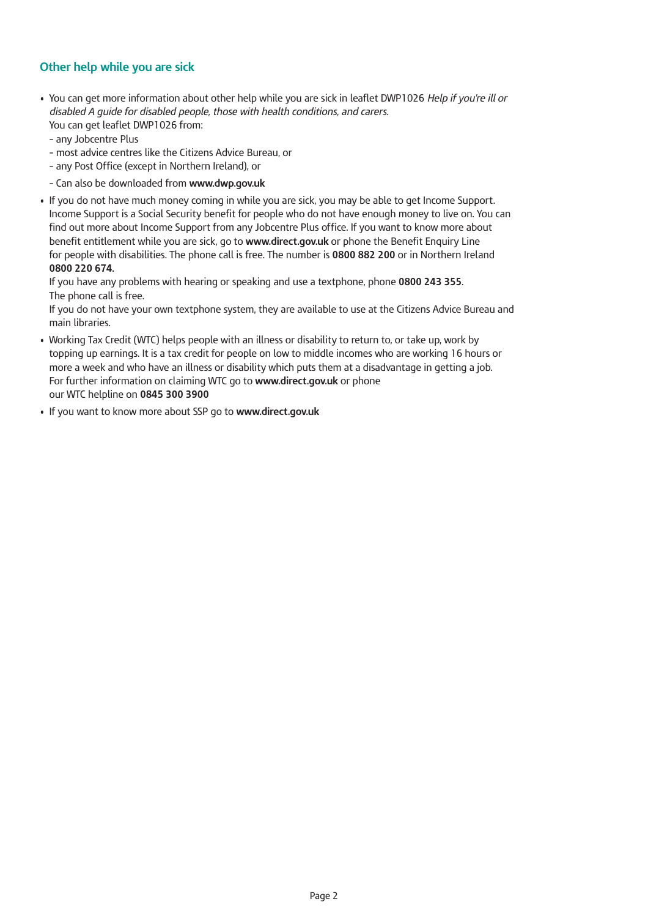## Other help while you are sick

- You can get more information about other help while you are sick in leaflet DWP1026 *Help if you're ill or disabled A guide for disabled people, those with health conditions, and carers.*
  You can get leaflet DWP1026 from:
  - any Jobcentre Plus
  - most advice centres like the Citizens Advice Bureau, or
  - any Post Office (except in Northern Ireland), or
  - Can also be downloaded from **www.dwp.gov.uk**
- If you do not have much money coming in while you are sick, you may be able to get Income Support. Income Support is a Social Security benefit for people who do not have enough money to live on. You can find out more about Income Support from any Jobcentre Plus office. If you want to know more about benefit entitlement while you are sick, go to **www.direct.gov.uk** or phone the Benefit Enquiry Line for people with disabilities. The phone call is free. The number is **0800 882 200** or in Northern Ireland **0800 220 674.**
  If you have any problems with hearing or speaking and use a textphone, phone **0800 243 355**. The phone call is free.
  If you do not have your own textphone system, they are available to use at the Citizens Advice Bureau and main libraries.
- Working Tax Credit (WTC) helps people with an illness or disability to return to, or take up, work by topping up earnings. It is a tax credit for people on low to middle incomes who are working 16 hours or more a week and who have an illness or disability which puts them at a disadvantage in getting a job. For further information on claiming WTC go to **www.direct.gov.uk** or phone our WTC helpline on **0845 300 3900**
- If you want to know more about SSP go to **www.direct.gov.uk**